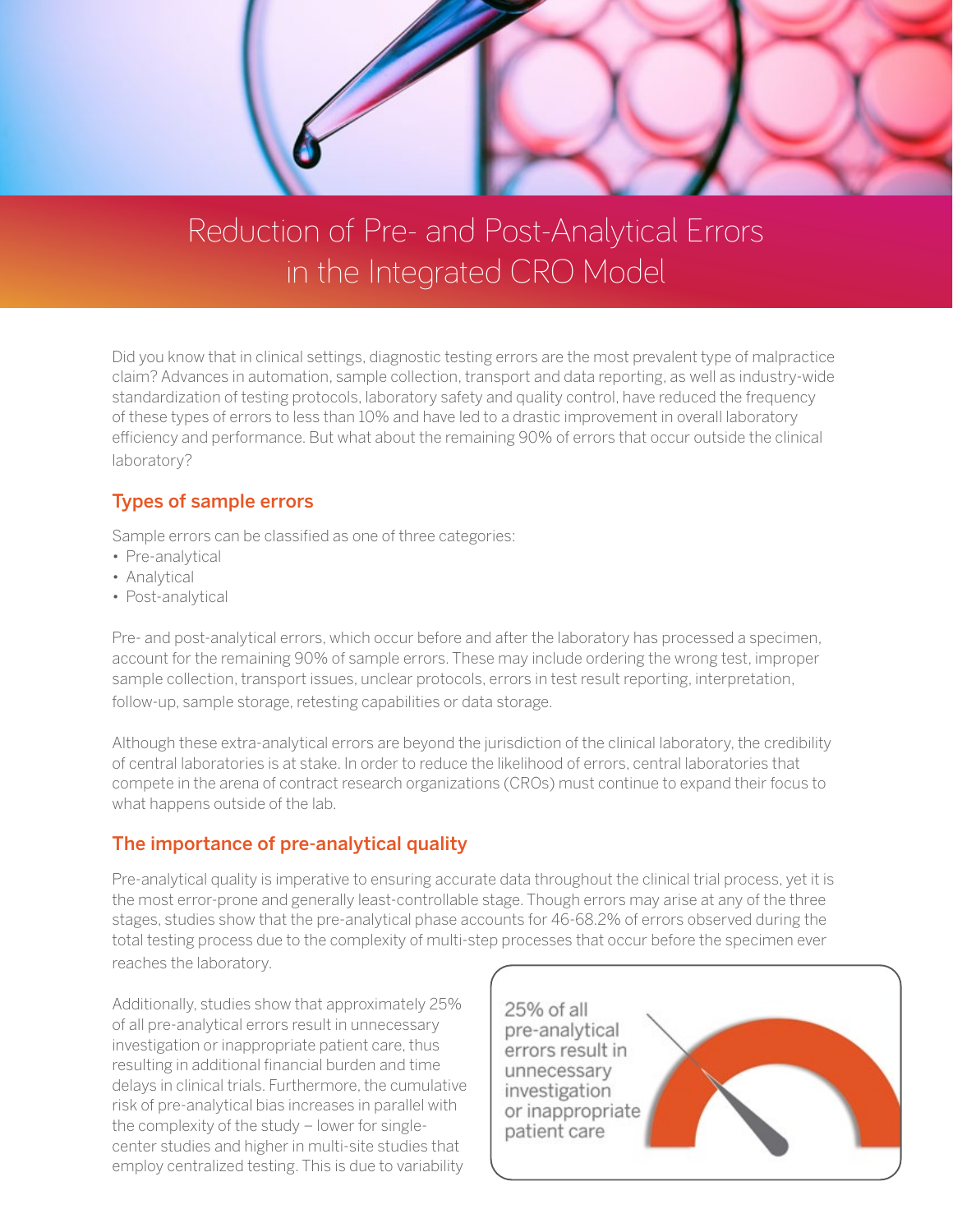# Reduction of Pre- and Post-Analytical Errors in the Integrated CRO Model

Did you know that in clinical settings, diagnostic testing errors are the most prevalent type of malpractice claim? Advances in automation, sample collection, transport and data reporting, as well as industry-wide standardization of testing protocols, laboratory safety and quality control, have reduced the frequency of these types of errors to less than 10% and have led to a drastic improvement in overall laboratory efficiency and performance. But what about the remaining 90% of errors that occur outside the clinical laboratory?

## Types of sample errors

Sample errors can be classified as one of three categories:

- Pre-analytical
- Analytical
- Post-analytical

Pre- and post-analytical errors, which occur before and after the laboratory has processed a specimen, account for the remaining 90% of sample errors. These may include ordering the wrong test, improper sample collection, transport issues, unclear protocols, errors in test result reporting, interpretation, follow-up, sample storage, retesting capabilities or data storage.

Although these extra-analytical errors are beyond the jurisdiction of the clinical laboratory, the credibility of central laboratories is at stake. In order to reduce the likelihood of errors, central laboratories that compete in the arena of contract research organizations (CROs) must continue to expand their focus to what happens outside of the lab.

## The importance of pre-analytical quality

Pre-analytical quality is imperative to ensuring accurate data throughout the clinical trial process, yet it is the most error-prone and generally least-controllable stage. Though errors may arise at any of the three stages, studies show that the pre-analytical phase accounts for 46-68.2% of errors observed during the total testing process due to the complexity of multi-step processes that occur before the specimen ever reaches the laboratory.

Additionally, studies show that approximately 25% of all pre-analytical errors result in unnecessary investigation or inappropriate patient care, thus resulting in additional financial burden and time delays in clinical trials. Furthermore, the cumulative risk of pre-analytical bias increases in parallel with the complexity of the study – lower for single-center studies and higher in multi-site studies that employ centralized testing. This is due to variability

25% of all pre-analytical errors result in unnecessary investigation or inappropriate patient care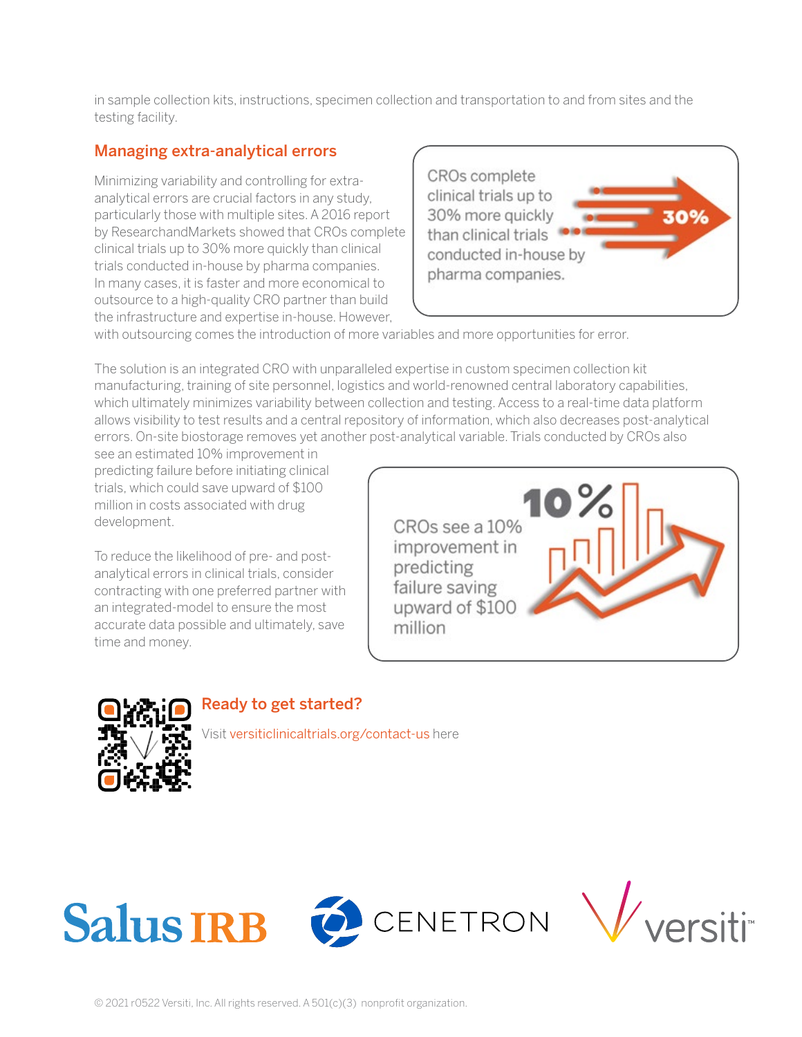in sample collection kits, instructions, specimen collection and transportation to and from sites and the testing facility.

## Managing extra-analytical errors

Minimizing variability and controlling for extra-analytical errors are crucial factors in any study, particularly those with multiple sites. A 2016 report by ResearchandMarkets showed that CROs complete clinical trials up to 30% more quickly than clinical trials conducted in-house by pharma companies. In many cases, it is faster and more economical to outsource to a high-quality CRO partner than build the infrastructure and expertise in-house. However, with outsourcing comes the introduction of more variables and more opportunities for error.

CROs complete clinical trials up to 30% more quickly than clinical trials conducted in-house by pharma companies.

30%

The solution is an integrated CRO with unparalleled expertise in custom specimen collection kit manufacturing, training of site personnel, logistics and world-renowned central laboratory capabilities, which ultimately minimizes variability between collection and testing. Access to a real-time data platform allows visibility to test results and a central repository of information, which also decreases post-analytical errors. On-site biostorage removes yet another post-analytical variable. Trials conducted by CROs also see an estimated 10% improvement in predicting failure before initiating clinical trials, which could save upward of $100 million in costs associated with drug development.

To reduce the likelihood of pre- and post-analytical errors in clinical trials, consider contracting with one preferred partner with an integrated-model to ensure the most accurate data possible and ultimately, save time and money.

10%

CROs see a 10% improvement in predicting failure saving upward of $100 million

## Ready to get started?

Visit versiticlinicaltrials.org/contact-us here

Salus IRB CENETRON versiti™

© 2021 r0522 Versiti, Inc. All rights reserved. A 501(c)(3) nonprofit organization.